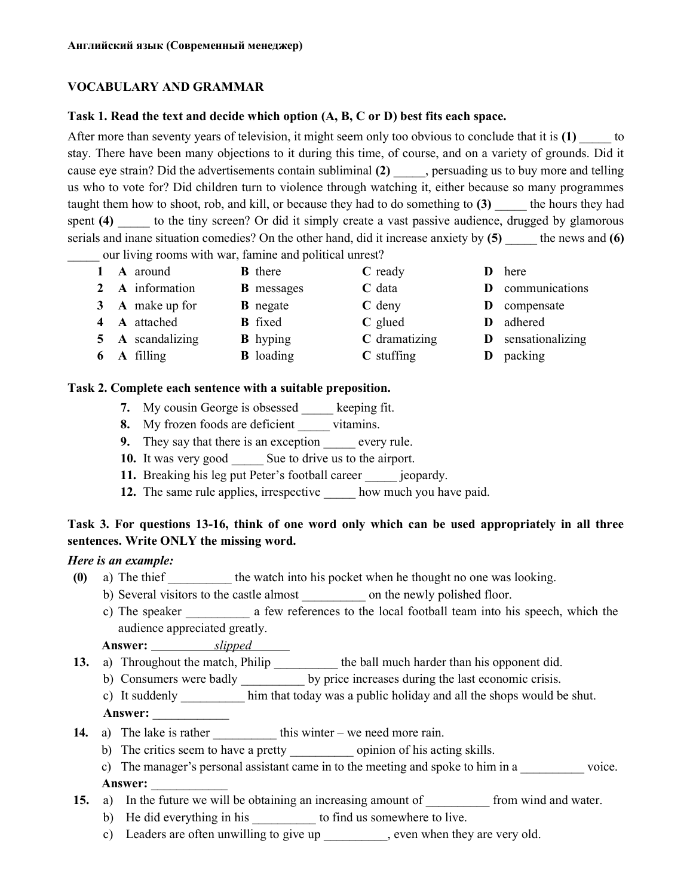**Английский язык (Современный менеджер)**

## VOCABULARY AND GRAMMAR

**Task 1. Read the text and decide which option (A, B, C or D) best fits each space.**

After more than seventy years of television, it might seem only too obvious to conclude that it is **(1)** _____ to stay. There have been many objections to it during this time, of course, and on a variety of grounds. Did it cause eye strain? Did the advertisements contain subliminal **(2)** _____, persuading us to buy more and telling us who to vote for? Did children turn to violence through watching it, either because so many programmes taught them how to shoot, rob, and kill, or because they had to do something to **(3)** _____ the hours they had spent **(4)** _____ to the tiny screen? Or did it simply create a vast passive audience, drugged by glamorous serials and inane situation comedies? On the other hand, did it increase anxiety by **(5)** _____ the news and **(6)** _____ our living rooms with war, famine and political unrest?

| | | | | |
|---|---|---|---|---|
| **1** | **A** around | **B** there | **C** ready | **D** here |
| **2** | **A** information | **B** messages | **C** data | **D** communications |
| **3** | **A** make up for | **B** negate | **C** deny | **D** compensate |
| **4** | **A** attached | **B** fixed | **C** glued | **D** adhered |
| **5** | **A** scandalizing | **B** hyping | **C** dramatizing | **D** sensationalizing |
| **6** | **A** filling | **B** loading | **C** stuffing | **D** packing |

**Task 2. Complete each sentence with a suitable preposition.**

7. My cousin George is obsessed _____ keeping fit.
8. My frozen foods are deficient _____ vitamins.
9. They say that there is an exception _____ every rule.
10. It was very good _____ Sue to drive us to the airport.
11. Breaking his leg put Peter's football career _____ jeopardy.
12. The same rule applies, irrespective _____ how much you have paid.

**Task 3. For questions 13-16, think of one word only which can be used appropriately in all three sentences. Write ONLY the missing word.**

***Here is an example:***

**(0)**
a) The thief __________ the watch into his pocket when he thought no one was looking.
b) Several visitors to the castle almost __________ on the newly polished floor.
c) The speaker __________ a few references to the local football team into his speech, which the audience appreciated greatly.

**Answer:** *slipped*

**13.**
a) Throughout the match, Philip __________ the ball much harder than his opponent did.
b) Consumers were badly __________ by price increases during the last economic crisis.
c) It suddenly __________ him that today was a public holiday and all the shops would be shut.

**Answer:** ____________

**14.**
a) The lake is rather __________ this winter – we need more rain.
b) The critics seem to have a pretty __________ opinion of his acting skills.
c) The manager's personal assistant came in to the meeting and spoke to him in a __________ voice.

**Answer:** ____________

**15.**
a) In the future we will be obtaining an increasing amount of __________ from wind and water.
b) He did everything in his __________ to find us somewhere to live.
c) Leaders are often unwilling to give up __________, even when they are very old.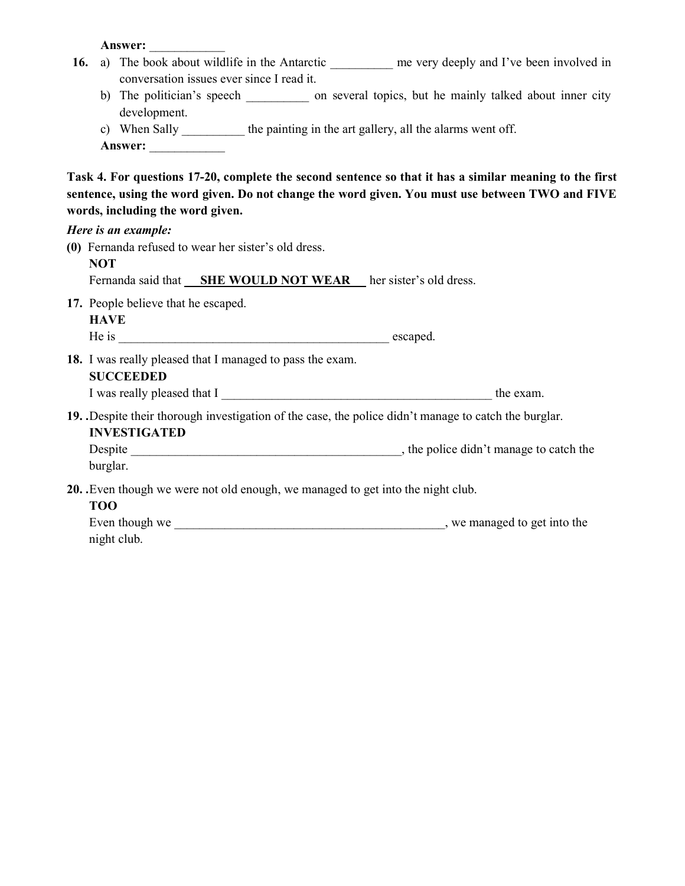**Answer:** ____________

**16.** a) The book about wildlife in the Antarctic __________ me very deeply and I've been involved in conversation issues ever since I read it.

b) The politician's speech __________ on several topics, but he mainly talked about inner city development.

c) When Sally __________ the painting in the art gallery, all the alarms went off.

**Answer:** ____________

**Task 4. For questions 17-20, complete the second sentence so that it has a similar meaning to the first sentence, using the word given. Do not change the word given. You must use between TWO and FIVE words, including the word given.**

***Here is an example:***

**(0)** Fernanda refused to wear her sister's old dress.

**NOT**

Fernanda said that **SHE WOULD NOT WEAR** her sister's old dress.

**17.** People believe that he escaped.

**HAVE**

He is _____________________________________________ escaped.

**18.** I was really pleased that I managed to pass the exam.

**SUCCEEDED**

I was really pleased that I _____________________________________________ the exam.

**19.** .Despite their thorough investigation of the case, the police didn't manage to catch the burglar.

**INVESTIGATED**

Despite _____________________________________________, the police didn't manage to catch the burglar.

**20.** .Even though we were not old enough, we managed to get into the night club.

**TOO**

Even though we _____________________________________________, we managed to get into the night club.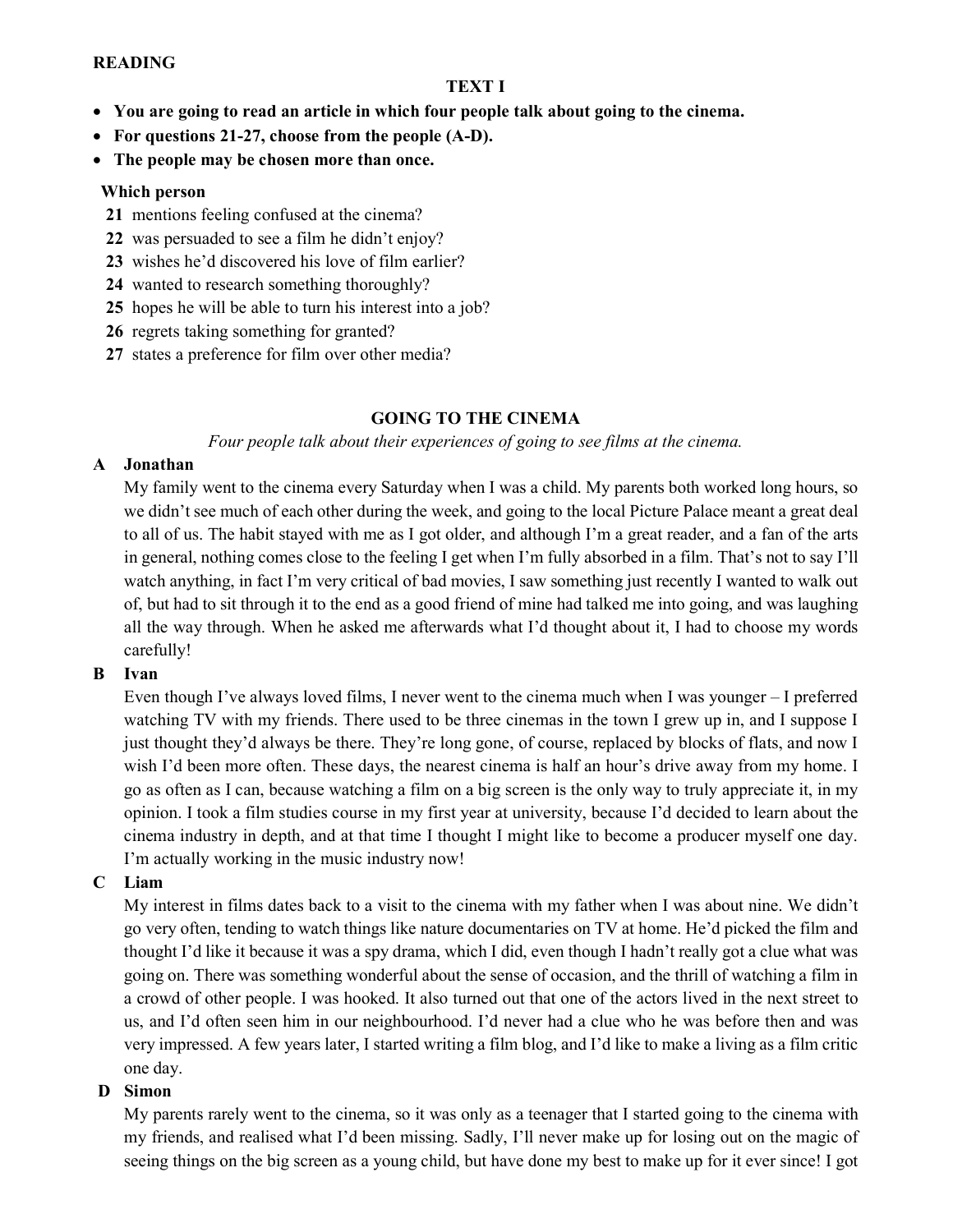**READING**

**TEXT I**

- **You are going to read an article in which four people talk about going to the cinema.**
- **For questions 21-27, choose from the people (A-D).**
- **The people may be chosen more than once.**

**Which person**

**21** mentions feeling confused at the cinema?
**22** was persuaded to see a film he didn't enjoy?
**23** wishes he'd discovered his love of film earlier?
**24** wanted to research something thoroughly?
**25** hopes he will be able to turn his interest into a job?
**26** regrets taking something for granted?
**27** states a preference for film over other media?

**GOING TO THE CINEMA**

*Four people talk about their experiences of going to see films at the cinema.*

**A Jonathan**

My family went to the cinema every Saturday when I was a child. My parents both worked long hours, so we didn't see much of each other during the week, and going to the local Picture Palace meant a great deal to all of us. The habit stayed with me as I got older, and although I'm a great reader, and a fan of the arts in general, nothing comes close to the feeling I get when I'm fully absorbed in a film. That's not to say I'll watch anything, in fact I'm very critical of bad movies, I saw something just recently I wanted to walk out of, but had to sit through it to the end as a good friend of mine had talked me into going, and was laughing all the way through. When he asked me afterwards what I'd thought about it, I had to choose my words carefully!

**B Ivan**

Even though I've always loved films, I never went to the cinema much when I was younger – I preferred watching TV with my friends. There used to be three cinemas in the town I grew up in, and I suppose I just thought they'd always be there. They're long gone, of course, replaced by blocks of flats, and now I wish I'd been more often. These days, the nearest cinema is half an hour's drive away from my home. I go as often as I can, because watching a film on a big screen is the only way to truly appreciate it, in my opinion. I took a film studies course in my first year at university, because I'd decided to learn about the cinema industry in depth, and at that time I thought I might like to become a producer myself one day. I'm actually working in the music industry now!

**C Liam**

My interest in films dates back to a visit to the cinema with my father when I was about nine. We didn't go very often, tending to watch things like nature documentaries on TV at home. He'd picked the film and thought I'd like it because it was a spy drama, which I did, even though I hadn't really got a clue what was going on. There was something wonderful about the sense of occasion, and the thrill of watching a film in a crowd of other people. I was hooked. It also turned out that one of the actors lived in the next street to us, and I'd often seen him in our neighbourhood. I'd never had a clue who he was before then and was very impressed. A few years later, I started writing a film blog, and I'd like to make a living as a film critic one day.

**D Simon**

My parents rarely went to the cinema, so it was only as a teenager that I started going to the cinema with my friends, and realised what I'd been missing. Sadly, I'll never make up for losing out on the magic of seeing things on the big screen as a young child, but have done my best to make up for it ever since! I got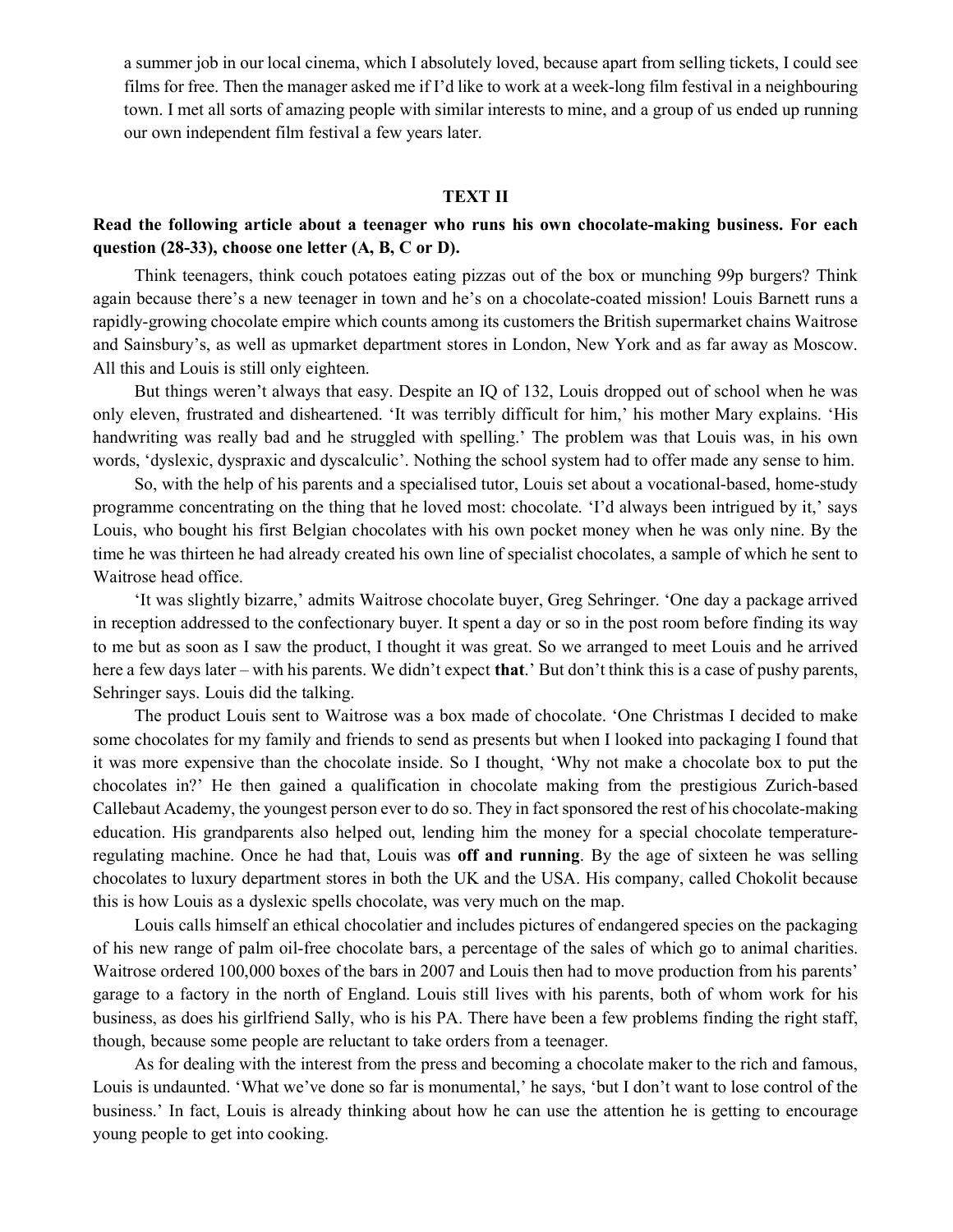a summer job in our local cinema, which I absolutely loved, because apart from selling tickets, I could see films for free. Then the manager asked me if I'd like to work at a week-long film festival in a neighbouring town. I met all sorts of amazing people with similar interests to mine, and a group of us ended up running our own independent film festival a few years later.

## TEXT II

**Read the following article about a teenager who runs his own chocolate-making business. For each question (28-33), choose one letter (A, B, C or D).**

Think teenagers, think couch potatoes eating pizzas out of the box or munching 99p burgers? Think again because there's a new teenager in town and he's on a chocolate-coated mission! Louis Barnett runs a rapidly-growing chocolate empire which counts among its customers the British supermarket chains Waitrose and Sainsbury's, as well as upmarket department stores in London, New York and as far away as Moscow. All this and Louis is still only eighteen.

But things weren't always that easy. Despite an IQ of 132, Louis dropped out of school when he was only eleven, frustrated and disheartened. 'It was terribly difficult for him,' his mother Mary explains. 'His handwriting was really bad and he struggled with spelling.' The problem was that Louis was, in his own words, 'dyslexic, dyspraxic and dyscalculic'. Nothing the school system had to offer made any sense to him.

So, with the help of his parents and a specialised tutor, Louis set about a vocational-based, home-study programme concentrating on the thing that he loved most: chocolate. 'I'd always been intrigued by it,' says Louis, who bought his first Belgian chocolates with his own pocket money when he was only nine. By the time he was thirteen he had already created his own line of specialist chocolates, a sample of which he sent to Waitrose head office.

'It was slightly bizarre,' admits Waitrose chocolate buyer, Greg Sehringer. 'One day a package arrived in reception addressed to the confectionary buyer. It spent a day or so in the post room before finding its way to me but as soon as I saw the product, I thought it was great. So we arranged to meet Louis and he arrived here a few days later – with his parents. We didn't expect **that**.' But don't think this is a case of pushy parents, Sehringer says. Louis did the talking.

The product Louis sent to Waitrose was a box made of chocolate. 'One Christmas I decided to make some chocolates for my family and friends to send as presents but when I looked into packaging I found that it was more expensive than the chocolate inside. So I thought, 'Why not make a chocolate box to put the chocolates in?' He then gained a qualification in chocolate making from the prestigious Zurich-based Callebaut Academy, the youngest person ever to do so. They in fact sponsored the rest of his chocolate-making education. His grandparents also helped out, lending him the money for a special chocolate temperature-regulating machine. Once he had that, Louis was **off and running**. By the age of sixteen he was selling chocolates to luxury department stores in both the UK and the USA. His company, called Chokolit because this is how Louis as a dyslexic spells chocolate, was very much on the map.

Louis calls himself an ethical chocolatier and includes pictures of endangered species on the packaging of his new range of palm oil-free chocolate bars, a percentage of the sales of which go to animal charities. Waitrose ordered 100,000 boxes of the bars in 2007 and Louis then had to move production from his parents' garage to a factory in the north of England. Louis still lives with his parents, both of whom work for his business, as does his girlfriend Sally, who is his PA. There have been a few problems finding the right staff, though, because some people are reluctant to take orders from a teenager.

As for dealing with the interest from the press and becoming a chocolate maker to the rich and famous, Louis is undaunted. 'What we've done so far is monumental,' he says, 'but I don't want to lose control of the business.' In fact, Louis is already thinking about how he can use the attention he is getting to encourage young people to get into cooking.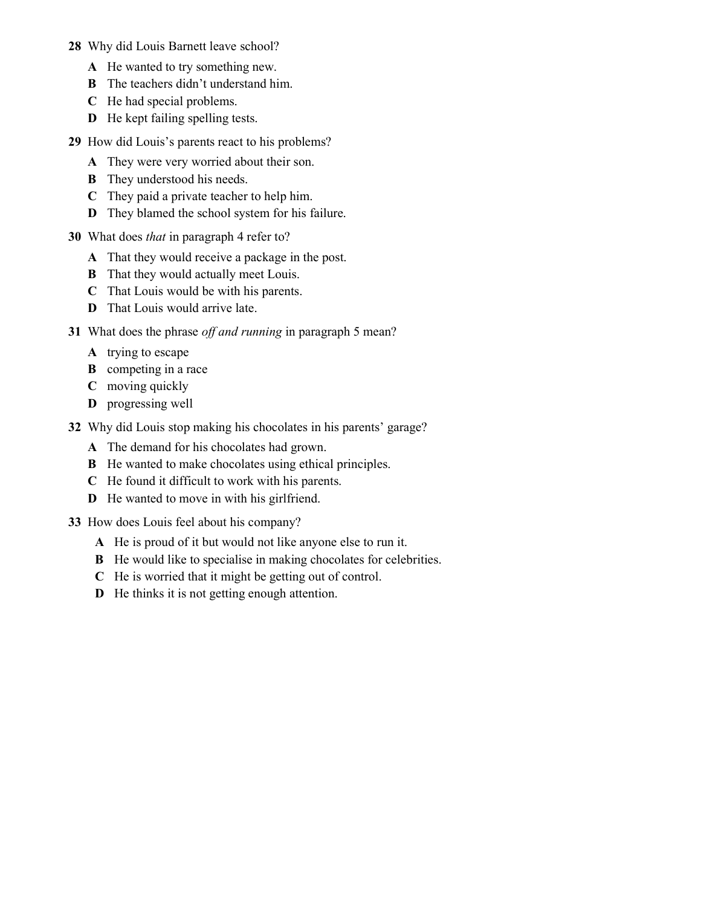**28** Why did Louis Barnett leave school?

- **A** He wanted to try something new.
- **B** The teachers didn't understand him.
- **C** He had special problems.
- **D** He kept failing spelling tests.

**29** How did Louis's parents react to his problems?

- **A** They were very worried about their son.
- **B** They understood his needs.
- **C** They paid a private teacher to help him.
- **D** They blamed the school system for his failure.

**30** What does *that* in paragraph 4 refer to?

- **A** That they would receive a package in the post.
- **B** That they would actually meet Louis.
- **C** That Louis would be with his parents.
- **D** That Louis would arrive late.

**31** What does the phrase *off and running* in paragraph 5 mean?

- **A** trying to escape
- **B** competing in a race
- **C** moving quickly
- **D** progressing well

**32** Why did Louis stop making his chocolates in his parents' garage?

- **A** The demand for his chocolates had grown.
- **B** He wanted to make chocolates using ethical principles.
- **C** He found it difficult to work with his parents.
- **D** He wanted to move in with his girlfriend.

**33** How does Louis feel about his company?

- **A** He is proud of it but would not like anyone else to run it.
- **B** He would like to specialise in making chocolates for celebrities.
- **C** He is worried that it might be getting out of control.
- **D** He thinks it is not getting enough attention.